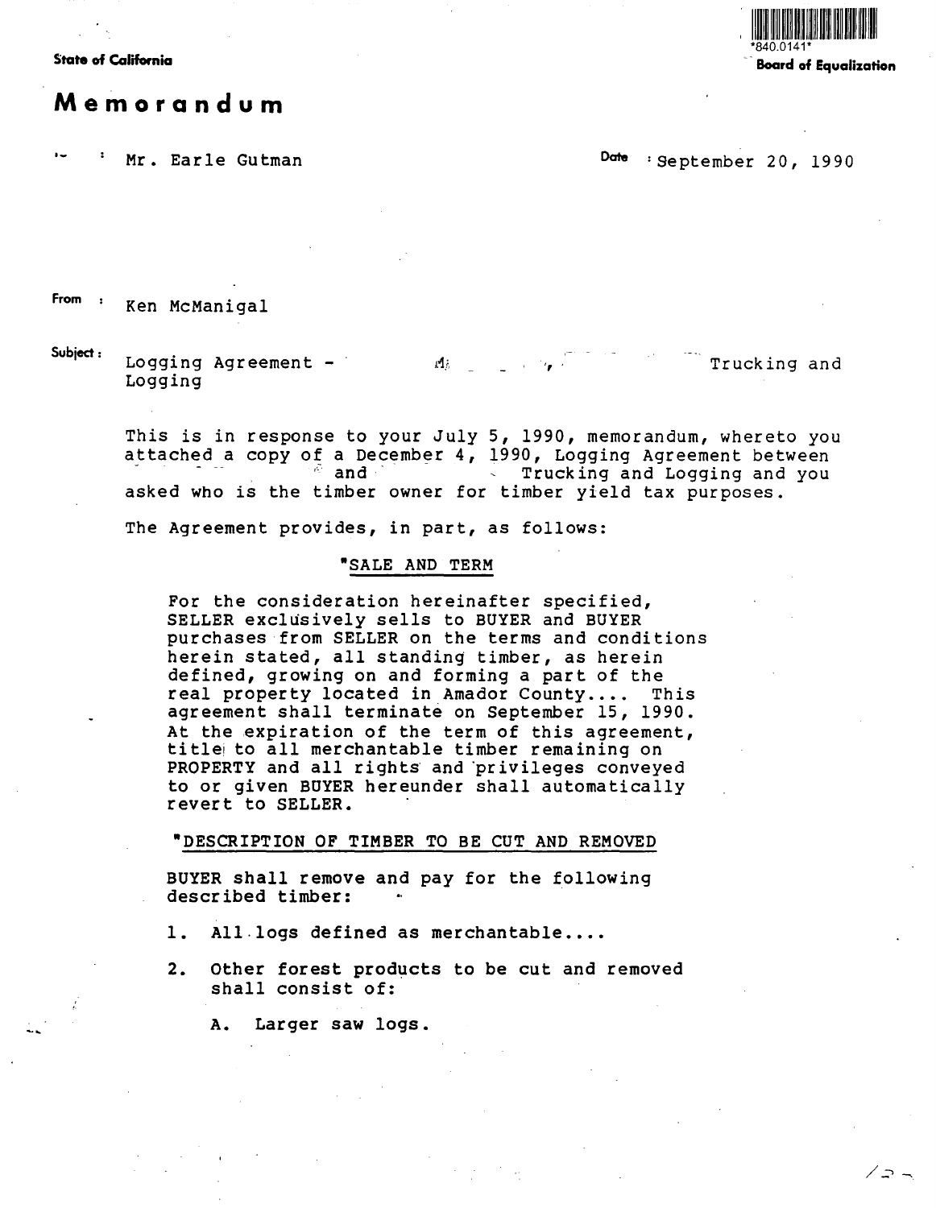State of California

*840.0141*

**Board of Equalization**

# Memorandum

To : Mr. Earle Gutman

Date : September 20, 1990

From : Ken McManigal

Subject : Logging Agreement - Trucking and Logging

This is in response to your July 5, 1990, memorandum, whereto you attached a copy of a December 4, 1990, Logging Agreement between and Trucking and Logging and you asked who is the timber owner for timber yield tax purposes.

The Agreement provides, in part, as follows:

> "SALE AND TERM
>
> For the consideration hereinafter specified, SELLER exclusively sells to BUYER and BUYER purchases from SELLER on the terms and conditions herein stated, all standing timber, as herein defined, growing on and forming a part of the real property located in Amador County.... This agreement shall terminate on September 15, 1990. At the expiration of the term of this agreement, title to all merchantable timber remaining on PROPERTY and all rights and privileges conveyed to or given BUYER hereunder shall automatically revert to SELLER.
>
> "DESCRIPTION OF TIMBER TO BE CUT AND REMOVED
>
> BUYER shall remove and pay for the following described timber:
>
> 1. All logs defined as merchantable....
> 2. Other forest products to be cut and removed shall consist of:
>
>    A. Larger saw logs.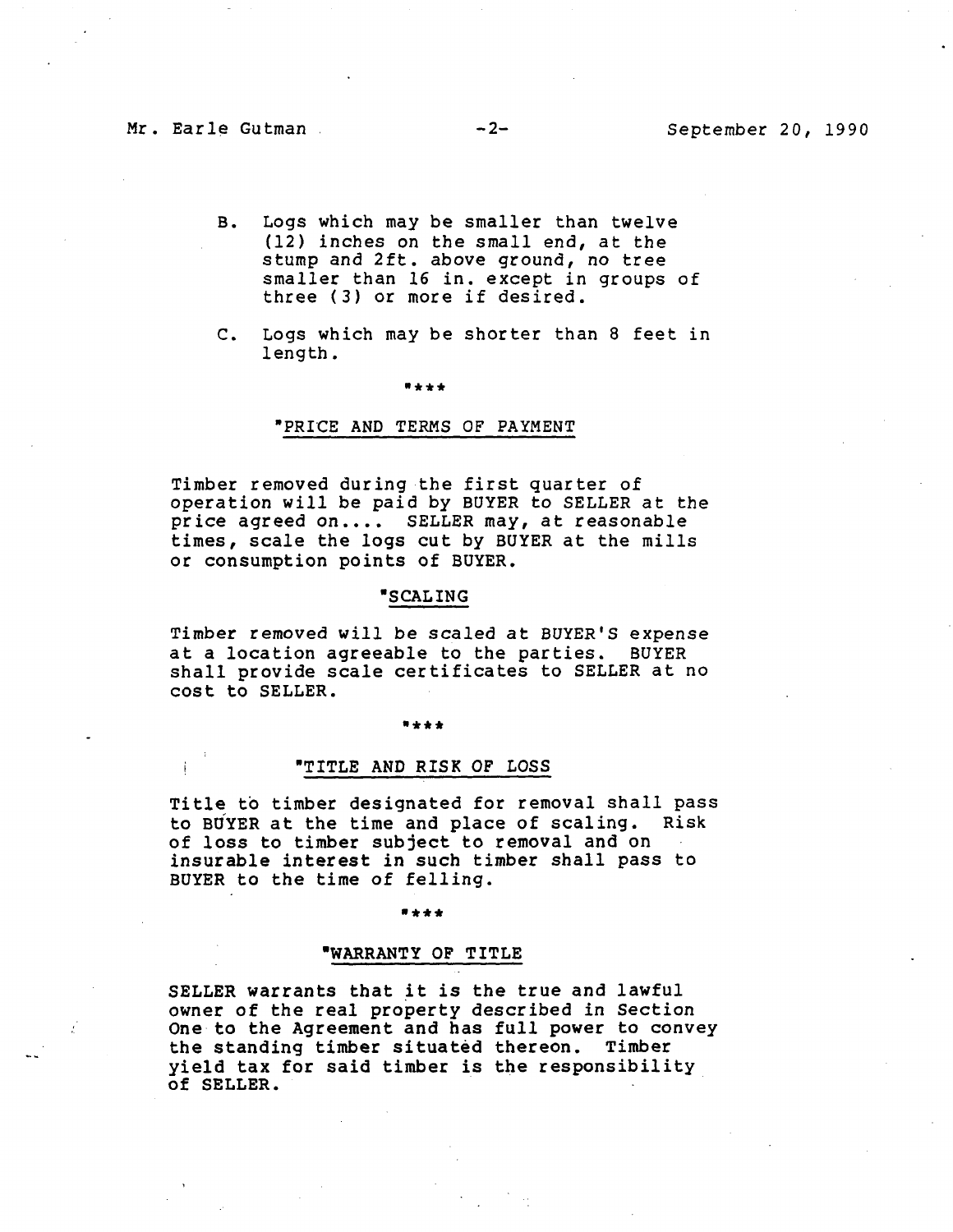B. Logs which may be smaller than twelve (12) inches on the small end, at the stump and 2ft. above ground, no tree smaller than 16 in. except in groups of three (3) or more if desired.

C. Logs which may be shorter than 8 feet in length.

"***

"PRICE AND TERMS OF PAYMENT

Timber removed during the first quarter of operation will be paid by BUYER to SELLER at the price agreed on.... SELLER may, at reasonable times, scale the logs cut by BUYER at the mills or consumption points of BUYER.

"SCALING

Timber removed will be scaled at BUYER'S expense at a location agreeable to the parties. BUYER shall provide scale certificates to SELLER at no cost to SELLER.

"***

"TITLE AND RISK OF LOSS

Title to timber designated for removal shall pass to BUYER at the time and place of scaling. Risk of loss to timber subject to removal and on insurable interest in such timber shall pass to BUYER to the time of felling.

"***

"WARRANTY OF TITLE

SELLER warrants that it is the true and lawful owner of the real property described in Section One to the Agreement and has full power to convey the standing timber situated thereon. Timber yield tax for said timber is the responsibility of SELLER.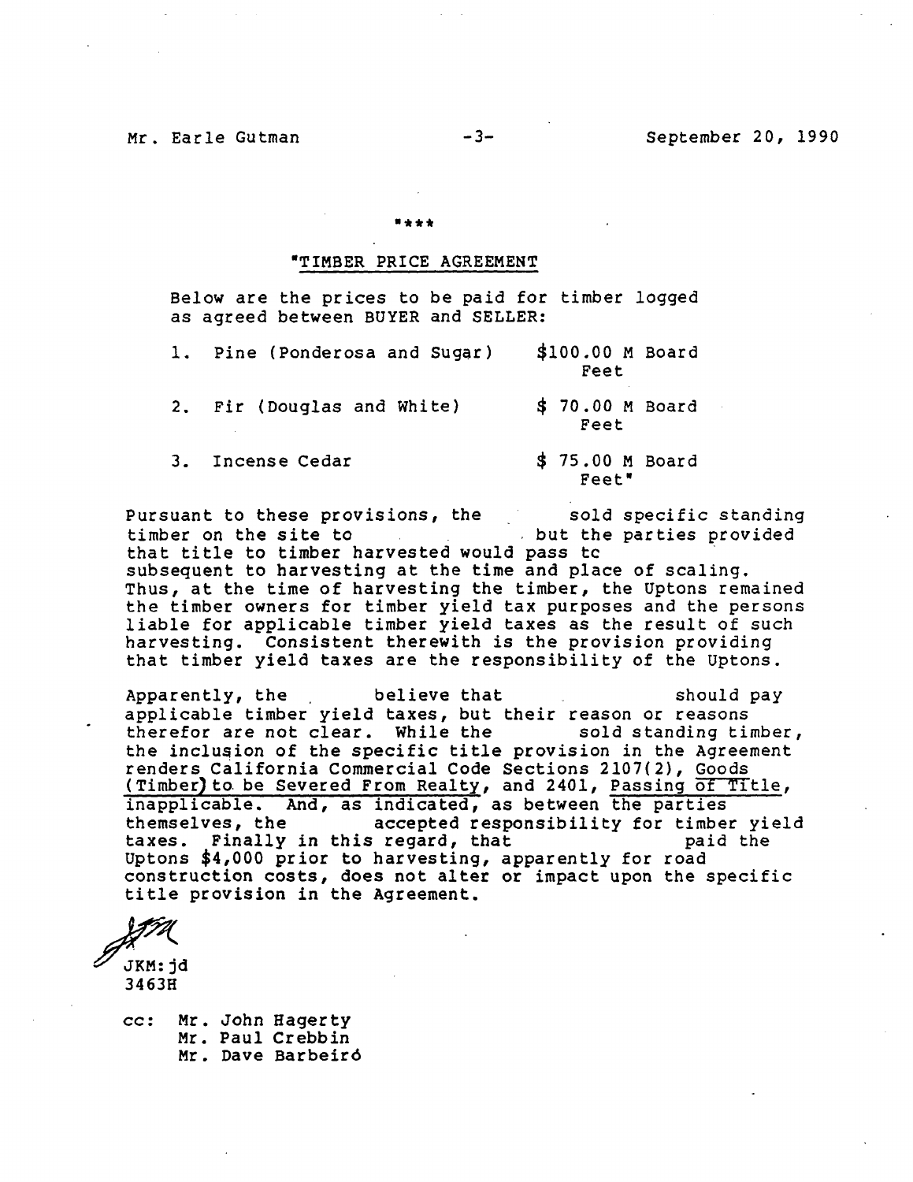"****

"TIMBER PRICE AGREEMENT

Below are the prices to be paid for timber logged as agreed between BUYER and SELLER:

1. Pine (Ponderosa and Sugar) $100.00 M Board Feet

2. Fir (Douglas and White) $ 70.00 M Board Feet

3. Incense Cedar $ 75.00 M Board Feet"

Pursuant to these provisions, the sold specific standing timber on the site to but the parties provided that title to timber harvested would pass tc subsequent to harvesting at the time and place of scaling. Thus, at the time of harvesting the timber, the Uptons remained the timber owners for timber yield tax purposes and the persons liable for applicable timber yield taxes as the result of such harvesting. Consistent therewith is the provision providing that timber yield taxes are the responsibility of the Uptons.

Apparently, the believe that should pay applicable timber yield taxes, but their reason or reasons therefor are not clear. While the sold standing timber, the inclusion of the specific title provision in the Agreement renders California Commercial Code Sections 2107(2), Goods (Timber) to be Severed From Realty, and 2401, Passing of Title, inapplicable. And, as indicated, as between the parties themselves, the accepted responsibility for timber yield taxes. Finally in this regard, that paid the Uptons $4,000 prior to harvesting, apparently for road construction costs, does not alter or impact upon the specific title provision in the Agreement.

JKM:jd
3463H

cc: Mr. John Hagerty
Mr. Paul Crebbin
Mr. Dave Barbeiró